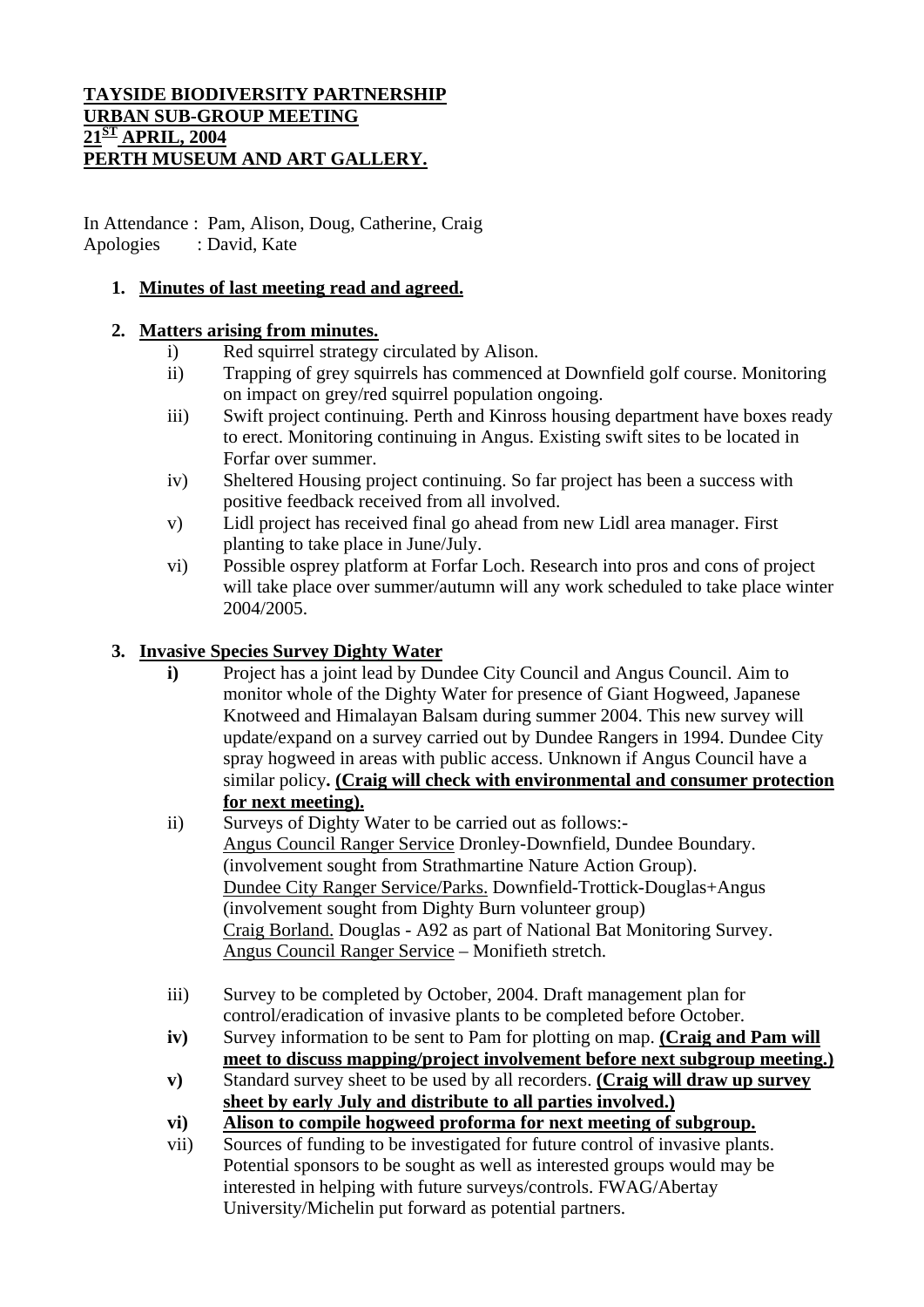**TAYSIDE BIODIVERSITY PARTNERSHIP**
**URBAN SUB-GROUP MEETING**
**21ST APRIL, 2004**
**PERTH MUSEUM AND ART GALLERY.**

In Attendance : Pam, Alison, Doug, Catherine, Craig
Apologies : David, Kate

1. **Minutes of last meeting read and agreed.**

2. **Matters arising from minutes.**
   - i) Red squirrel strategy circulated by Alison.
   - ii) Trapping of grey squirrels has commenced at Downfield golf course. Monitoring on impact on grey/red squirrel population ongoing.
   - iii) Swift project continuing. Perth and Kinross housing department have boxes ready to erect. Monitoring continuing in Angus. Existing swift sites to be located in Forfar over summer.
   - iv) Sheltered Housing project continuing. So far project has been a success with positive feedback received from all involved.
   - v) Lidl project has received final go ahead from new Lidl area manager. First planting to take place in June/July.
   - vi) Possible osprey platform at Forfar Loch. Research into pros and cons of project will take place over summer/autumn will any work scheduled to take place winter 2004/2005.

3. **Invasive Species Survey Dighty Water**
   - **i)** Project has a joint lead by Dundee City Council and Angus Council. Aim to monitor whole of the Dighty Water for presence of Giant Hogweed, Japanese Knotweed and Himalayan Balsam during summer 2004. This new survey will update/expand on a survey carried out by Dundee Rangers in 1994. Dundee City spray hogweed in areas with public access. Unknown if Angus Council have a similar policy**. (Craig will check with environmental and consumer protection for next meeting).**
   - ii) Surveys of Dighty Water to be carried out as follows:-
     Angus Council Ranger Service Dronley-Downfield, Dundee Boundary. (involvement sought from Strathmartine Nature Action Group).
     Dundee City Ranger Service/Parks. Downfield-Trottick-Douglas+Angus (involvement sought from Dighty Burn volunteer group)
     Craig Borland. Douglas - A92 as part of National Bat Monitoring Survey.
     Angus Council Ranger Service – Monifieth stretch.
   - iii) Survey to be completed by October, 2004. Draft management plan for control/eradication of invasive plants to be completed before October.
   - **iv)** Survey information to be sent to Pam for plotting on map. **(Craig and Pam will meet to discuss mapping/project involvement before next subgroup meeting.)**
   - **v)** Standard survey sheet to be used by all recorders. **(Craig will draw up survey sheet by early July and distribute to all parties involved.)**
   - **vi) Alison to compile hogweed proforma for next meeting of subgroup.**
   - vii) Sources of funding to be investigated for future control of invasive plants. Potential sponsors to be sought as well as interested groups would may be interested in helping with future surveys/controls. FWAG/Abertay University/Michelin put forward as potential partners.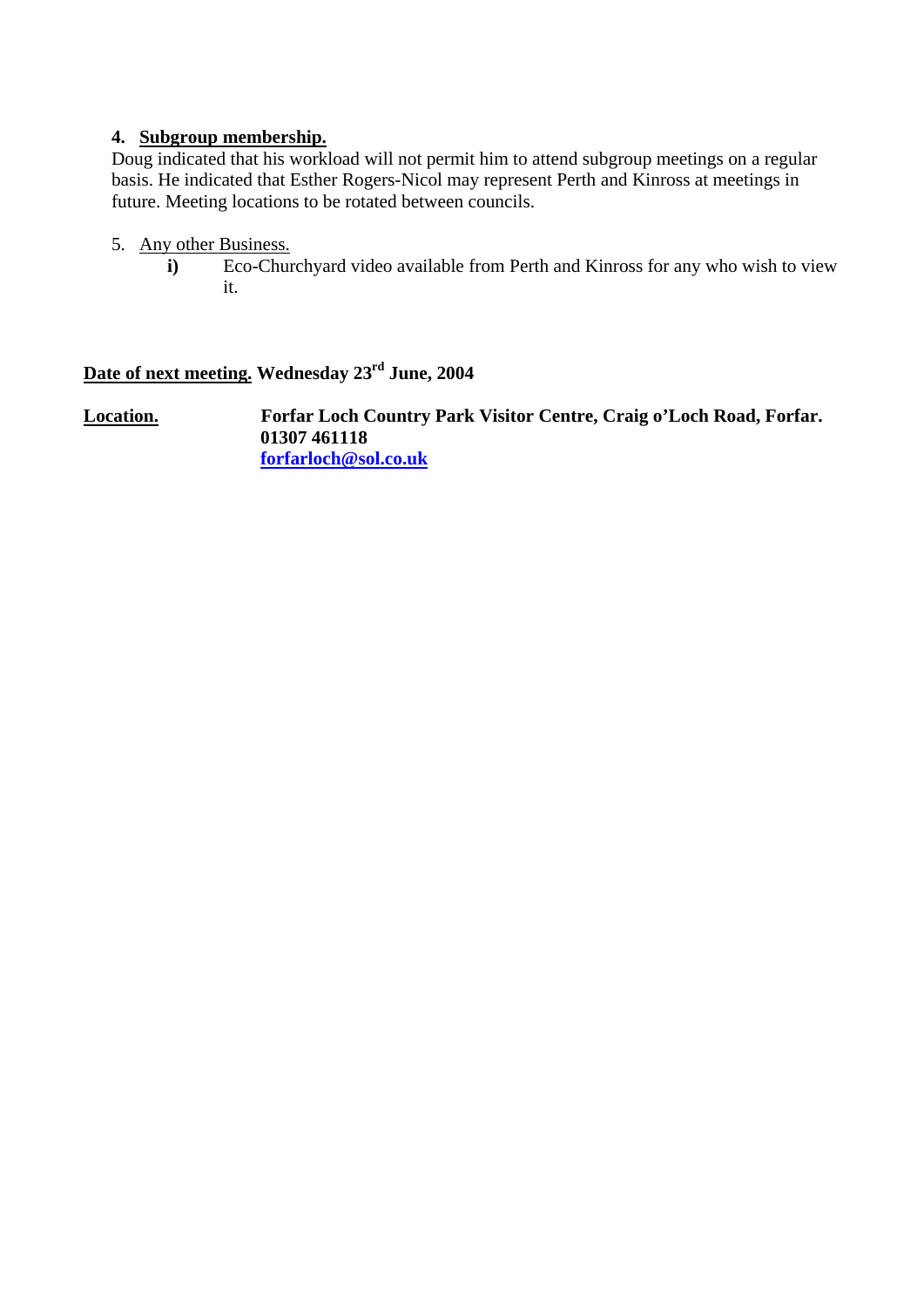4. **Subgroup membership.**

Doug indicated that his workload will not permit him to attend subgroup meetings on a regular basis. He indicated that Esther Rogers-Nicol may represent Perth and Kinross at meetings in future. Meeting locations to be rotated between councils.

5. Any other Business.

   **i)** Eco-Churchyard video available from Perth and Kinross for any who wish to view it.

**Date of next meeting. Wednesday 23rd June, 2004**

**Location.** **Forfar Loch Country Park Visitor Centre, Craig o'Loch Road, Forfar.**
**01307 461118**
**forfarloch@sol.co.uk**